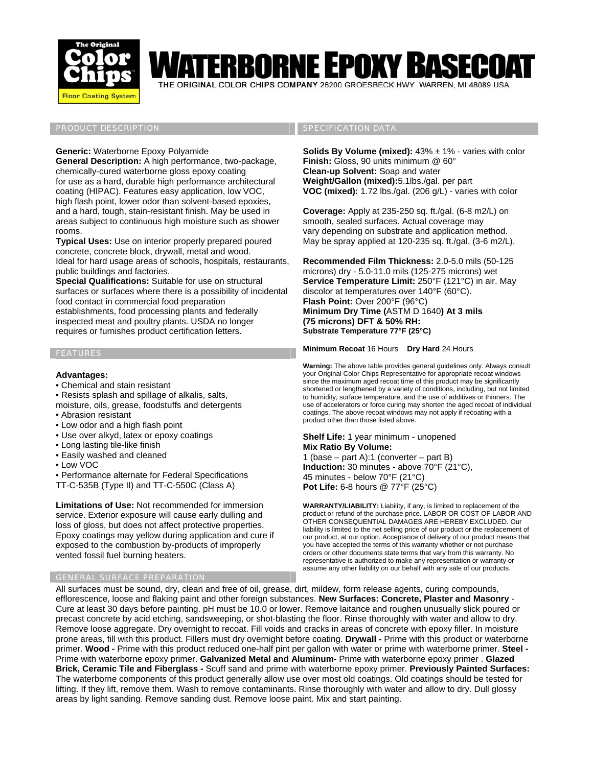# WATERBORNE EPOXY BASECOAT

The Original Color Chips Floor Coating System

THE ORIGINAL COLOR CHIPS COMPANY 26200 GROESBECK HWY WARREN, MI 48089 USA

## PRODUCT DESCRIPTION

**Generic:** Waterborne Epoxy Polyamide

**General Description:** A high performance, two-package, chemically-cured waterborne gloss epoxy coating for use as a hard, durable high performance architectural coating (HIPAC). Features easy application, low VOC, high flash point, lower odor than solvent-based epoxies, and a hard, tough, stain-resistant finish. May be used in areas subject to continuous high moisture such as shower rooms.

**Typical Uses:** Use on interior properly prepared poured concrete, concrete block, drywall, metal and wood. Ideal for hard usage areas of schools, hospitals, restaurants, public buildings and factories.

**Special Qualifications:** Suitable for use on structural surfaces or surfaces where there is a possibility of incidental food contact in commercial food preparation establishments, food processing plants and federally inspected meat and poultry plants. USDA no longer requires or furnishes product certification letters.

## FEATURES

**Advantages:**

- Chemical and stain resistant
- Resists splash and spillage of alkalis, salts, moisture, oils, grease, foodstuffs and detergents
- Abrasion resistant
- Low odor and a high flash point
- Use over alkyd, latex or epoxy coatings
- Long lasting tile-like finish
- Easily washed and cleaned
- Low VOC
- Performance alternate for Federal Specifications TT-C-535B (Type II) and TT-C-550C (Class A)

**Limitations of Use:** Not recommended for immersion service. Exterior exposure will cause early dulling and loss of gloss, but does not affect protective properties. Epoxy coatings may yellow during application and cure if exposed to the combustion by-products of improperly vented fossil fuel burning heaters.

## SPECIFICATION DATA

**Solids By Volume (mixed):** 43% ± 1% - varies with color
**Finish:** Gloss, 90 units minimum @ 60°
**Clean-up Solvent:** Soap and water
**Weight/Gallon (mixed):** 5.1lbs./gal. per part
**VOC (mixed):** 1.72 lbs./gal. (206 g/L) - varies with color

**Coverage:** Apply at 235-250 sq. ft./gal. (6-8 m2/L) on smooth, sealed surfaces. Actual coverage may vary depending on substrate and application method. May be spray applied at 120-235 sq. ft./gal. (3-6 m2/L).

**Recommended Film Thickness:** 2.0-5.0 mils (50-125 microns) dry - 5.0-11.0 mils (125-275 microns) wet
**Service Temperature Limit:** 250°F (121°C) in air. May discolor at temperatures over 140°F (60°C).
**Flash Point:** Over 200°F (96°C)
**Minimum Dry Time (**ASTM D 1640**) At 3 mils (75 microns) DFT & 50% RH:**
**Substrate Temperature 77°F (25°C)**

**Minimum Recoat** 16 Hours **Dry Hard** 24 Hours

**Warning:** The above table provides general guidelines only. Always consult your Original Color Chips Representative for appropriate recoat windows since the maximum aged recoat time of this product may be significantly shortened or lengthened by a variety of conditions, including, but not limited to humidity, surface temperature, and the use of additives or thinners. The use of accelerators or force curing may shorten the aged recoat of individual coatings. The above recoat windows may not apply if recoating with a product other than those listed above.

**Shelf Life:** 1 year minimum - unopened
**Mix Ratio By Volume:**
1 (base – part A):1 (converter – part B)
**Induction:** 30 minutes - above 70°F (21°C), 45 minutes - below 70°F (21°C)
**Pot Life:** 6-8 hours @ 77°F (25°C)

**WARRANTY/LIABILITY:** Liability, if any, is limited to replacement of the product or refund of the purchase price. LABOR OR COST OF LABOR AND OTHER CONSEQUENTIAL DAMAGES ARE HEREBY EXCLUDED. Our liability is limited to the net selling price of our product or the replacement of our product, at our option. Acceptance of delivery of our product means that you have accepted the terms of this warranty whether or not purchase orders or other documents state terms that vary from this warranty. No representative is authorized to make any representation or warranty or assume any other liability on our behalf with any sale of our products.

## GENERAL SURFACE PREPARATION

All surfaces must be sound, dry, clean and free of oil, grease, dirt, mildew, form release agents, curing compounds, efflorescence, loose and flaking paint and other foreign substances. **New Surfaces: Concrete, Plaster and Masonry** - Cure at least 30 days before painting. pH must be 10.0 or lower. Remove laitance and roughen unusually slick poured or precast concrete by acid etching, sandsweeping, or shot-blasting the floor. Rinse thoroughly with water and allow to dry. Remove loose aggregate. Dry overnight to recoat. Fill voids and cracks in areas of concrete with epoxy filler. In moisture prone areas, fill with this product. Fillers must dry overnight before coating. **Drywall -** Prime with this product or waterborne primer. **Wood -** Prime with this product reduced one-half pint per gallon with water or prime with waterborne primer. **Steel -** Prime with waterborne epoxy primer. **Galvanized Metal and Aluminum-** Prime with waterborne epoxy primer . **Glazed Brick, Ceramic Tile and Fiberglass -** Scuff sand and prime with waterborne epoxy primer. **Previously Painted Surfaces:** The waterborne components of this product generally allow use over most old coatings. Old coatings should be tested for lifting. If they lift, remove them. Wash to remove contaminants. Rinse thoroughly with water and allow to dry. Dull glossy areas by light sanding. Remove sanding dust. Remove loose paint. Mix and start painting.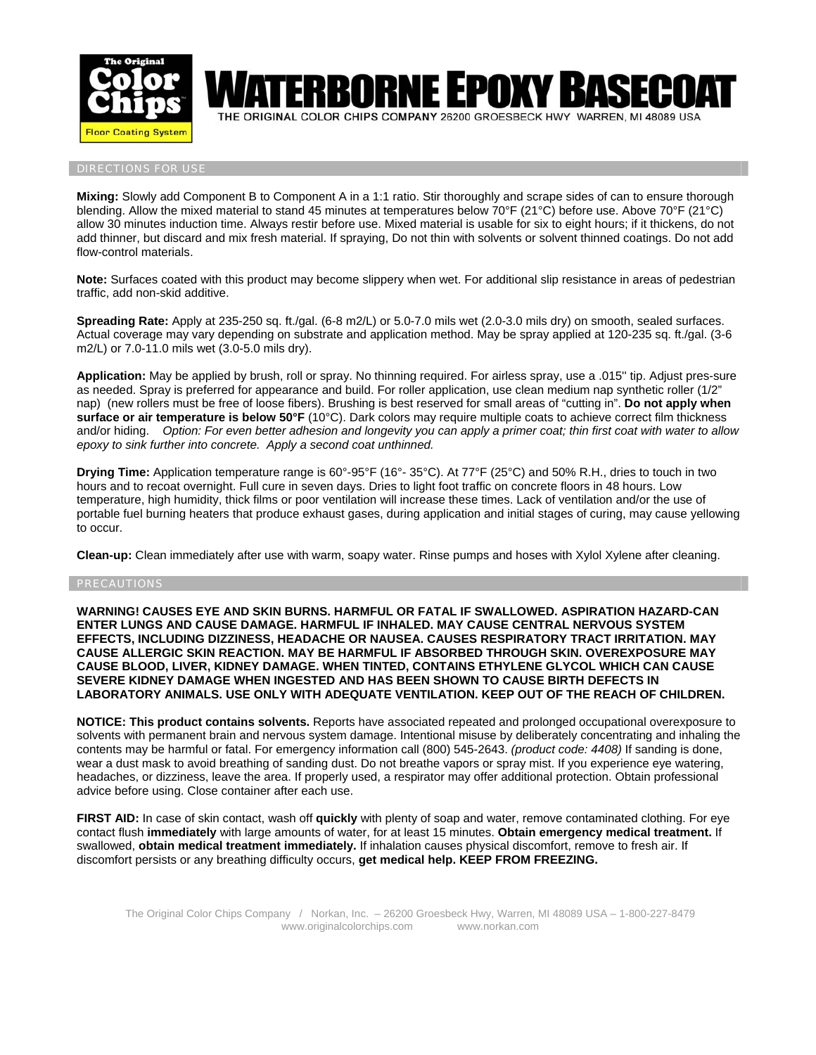# WATERBORNE EPOXY BASECOAT

THE ORIGINAL COLOR CHIPS COMPANY 26200 GROESBECK HWY WARREN, MI 48089 USA

## DIRECTIONS FOR USE

**Mixing:** Slowly add Component B to Component A in a 1:1 ratio. Stir thoroughly and scrape sides of can to ensure thorough blending. Allow the mixed material to stand 45 minutes at temperatures below 70°F (21°C) before use. Above 70°F (21°C) allow 30 minutes induction time. Always restir before use. Mixed material is usable for six to eight hours; if it thickens, do not add thinner, but discard and mix fresh material. If spraying, Do not thin with solvents or solvent thinned coatings. Do not add flow-control materials.

**Note:** Surfaces coated with this product may become slippery when wet. For additional slip resistance in areas of pedestrian traffic, add non-skid additive.

**Spreading Rate:** Apply at 235-250 sq. ft./gal. (6-8 m2/L) or 5.0-7.0 mils wet (2.0-3.0 mils dry) on smooth, sealed surfaces. Actual coverage may vary depending on substrate and application method. May be spray applied at 120-235 sq. ft./gal. (3-6 m2/L) or 7.0-11.0 mils wet (3.0-5.0 mils dry).

**Application:** May be applied by brush, roll or spray. No thinning required. For airless spray, use a .015" tip. Adjust pres-sure as needed. Spray is preferred for appearance and build. For roller application, use clean medium nap synthetic roller (1/2" nap) (new rollers must be free of loose fibers). Brushing is best reserved for small areas of "cutting in". **Do not apply when surface or air temperature is below 50°F** (10°C). Dark colors may require multiple coats to achieve correct film thickness and/or hiding. *Option: For even better adhesion and longevity you can apply a primer coat; thin first coat with water to allow epoxy to sink further into concrete. Apply a second coat unthinned.*

**Drying Time:** Application temperature range is 60°-95°F (16°- 35°C). At 77°F (25°C) and 50% R.H., dries to touch in two hours and to recoat overnight. Full cure in seven days. Dries to light foot traffic on concrete floors in 48 hours. Low temperature, high humidity, thick films or poor ventilation will increase these times. Lack of ventilation and/or the use of portable fuel burning heaters that produce exhaust gases, during application and initial stages of curing, may cause yellowing to occur.

**Clean-up:** Clean immediately after use with warm, soapy water. Rinse pumps and hoses with Xylol Xylene after cleaning.

## PRECAUTIONS

**WARNING! CAUSES EYE AND SKIN BURNS. HARMFUL OR FATAL IF SWALLOWED. ASPIRATION HAZARD-CAN ENTER LUNGS AND CAUSE DAMAGE. HARMFUL IF INHALED. MAY CAUSE CENTRAL NERVOUS SYSTEM EFFECTS, INCLUDING DIZZINESS, HEADACHE OR NAUSEA. CAUSES RESPIRATORY TRACT IRRITATION. MAY CAUSE ALLERGIC SKIN REACTION. MAY BE HARMFUL IF ABSORBED THROUGH SKIN. OVEREXPOSURE MAY CAUSE BLOOD, LIVER, KIDNEY DAMAGE. WHEN TINTED, CONTAINS ETHYLENE GLYCOL WHICH CAN CAUSE SEVERE KIDNEY DAMAGE WHEN INGESTED AND HAS BEEN SHOWN TO CAUSE BIRTH DEFECTS IN LABORATORY ANIMALS. USE ONLY WITH ADEQUATE VENTILATION. KEEP OUT OF THE REACH OF CHILDREN.**

**NOTICE: This product contains solvents.** Reports have associated repeated and prolonged occupational overexposure to solvents with permanent brain and nervous system damage. Intentional misuse by deliberately concentrating and inhaling the contents may be harmful or fatal. For emergency information call (800) 545-2643. *(product code: 4408)* If sanding is done, wear a dust mask to avoid breathing of sanding dust. Do not breathe vapors or spray mist. If you experience eye watering, headaches, or dizziness, leave the area. If properly used, a respirator may offer additional protection. Obtain professional advice before using. Close container after each use.

**FIRST AID:** In case of skin contact, wash off **quickly** with plenty of soap and water, remove contaminated clothing. For eye contact flush **immediately** with large amounts of water, for at least 15 minutes. **Obtain emergency medical treatment.** If swallowed, **obtain medical treatment immediately.** If inhalation causes physical discomfort, remove to fresh air. If discomfort persists or any breathing difficulty occurs, **get medical help. KEEP FROM FREEZING.**

The Original Color Chips Company / Norkan, Inc. – 26200 Groesbeck Hwy, Warren, MI 48089 USA – 1-800-227-8479
www.originalcolorchips.com www.norkan.com